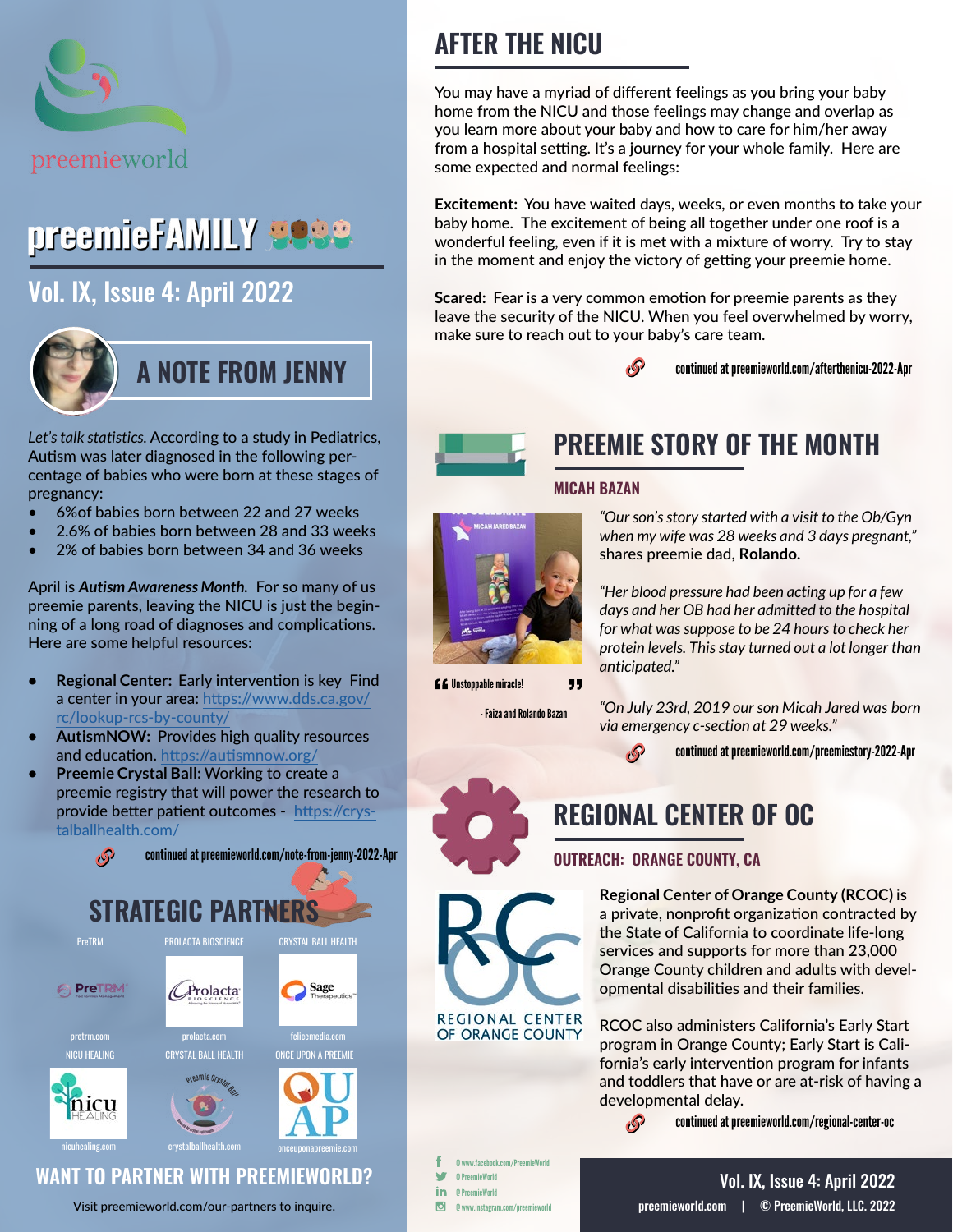preemieworld

# preemieFAMILY

## Vol. IX, Issue 4: April 2022

## A NOTE FROM JENNY

*Let's talk statistics.* According to a study in Pediatrics, Autism was later diagnosed in the following percentage of babies who were born at these stages of pregnancy:

- 6%of babies born between 22 and 27 weeks
- 2.6% of babies born between 28 and 33 weeks
- 2% of babies born between 34 and 36 weeks

April is ***Autism Awareness Month.*** For so many of us preemie parents, leaving the NICU is just the beginning of a long road of diagnoses and complications. Here are some helpful resources:

- **Regional Center:** Early intervention is key Find a center in your area: https://www.dds.ca.gov/rc/lookup-rcs-by-county/
- **AutismNOW:** Provides high quality resources and education. https://autismnow.org/
- **Preemie Crystal Ball:** Working to create a preemie registry that will power the research to provide better patient outcomes - https://crystalballhealth.com/

continued at preemieworld.com/note-from-jenny-2022-Apr

## STRATEGIC PARTNERS

| PreTRM | PROLACTA BIOSCIENCE | CRYSTAL BALL HEALTH |
|---|---|---|
| pretrm.com | prolacta.com | felicemedia.com |
| NICU HEALING | CRYSTAL BALL HEALTH | ONCE UPON A PREEMIE |
| nicuhealing.com | crystalballhealth.com | onceuponapreemie.com |

## WANT TO PARTNER WITH PREEMIEWORLD?

Visit preemieworld.com/our-partners to inquire.

## AFTER THE NICU

You may have a myriad of different feelings as you bring your baby home from the NICU and those feelings may change and overlap as you learn more about your baby and how to care for him/her away from a hospital setting. It's a journey for your whole family. Here are some expected and normal feelings:

**Excitement:** You have waited days, weeks, or even months to take your baby home. The excitement of being all together under one roof is a wonderful feeling, even if it is met with a mixture of worry. Try to stay in the moment and enjoy the victory of getting your preemie home.

**Scared:** Fear is a very common emotion for preemie parents as they leave the security of the NICU. When you feel overwhelmed by worry, make sure to reach out to your baby's care team.

continued at preemieworld.com/afterthenicu-2022-Apr

## PREEMIE STORY OF THE MONTH

### MICAH BAZAN

"Unstoppable miracle!"

- Faiza and Rolando Bazan

*"Our son's story started with a visit to the Ob/Gyn when my wife was 28 weeks and 3 days pregnant,"* shares preemie dad, **Rolando.**

*"Her blood pressure had been acting up for a few days and her OB had her admitted to the hospital for what was suppose to be 24 hours to check her protein levels. This stay turned out a lot longer than anticipated."*

*"On July 23rd, 2019 our son Micah Jared was born via emergency c-section at 29 weeks."*

continued at preemieworld.com/preemiestory-2022-Apr

## REGIONAL CENTER OF OC

### OUTREACH: ORANGE COUNTY, CA

REGIONAL CENTER OF ORANGE COUNTY

**Regional Center of Orange County (RCOC)** is a private, nonprofit organization contracted by the State of California to coordinate life-long services and supports for more than 23,000 Orange County children and adults with developmental disabilities and their families.

RCOC also administers California's Early Start program in Orange County; Early Start is California's early intervention program for infants and toddlers that have or are at-risk of having a developmental delay.

continued at preemieworld.com/regional-center-oc

@www.facebook.com/PreemieWorld
@PreemieWorld
@PreemieWorld
@www.instagram.com/preemieworld

preemieworld.com | © PreemieWorld, LLC. 2022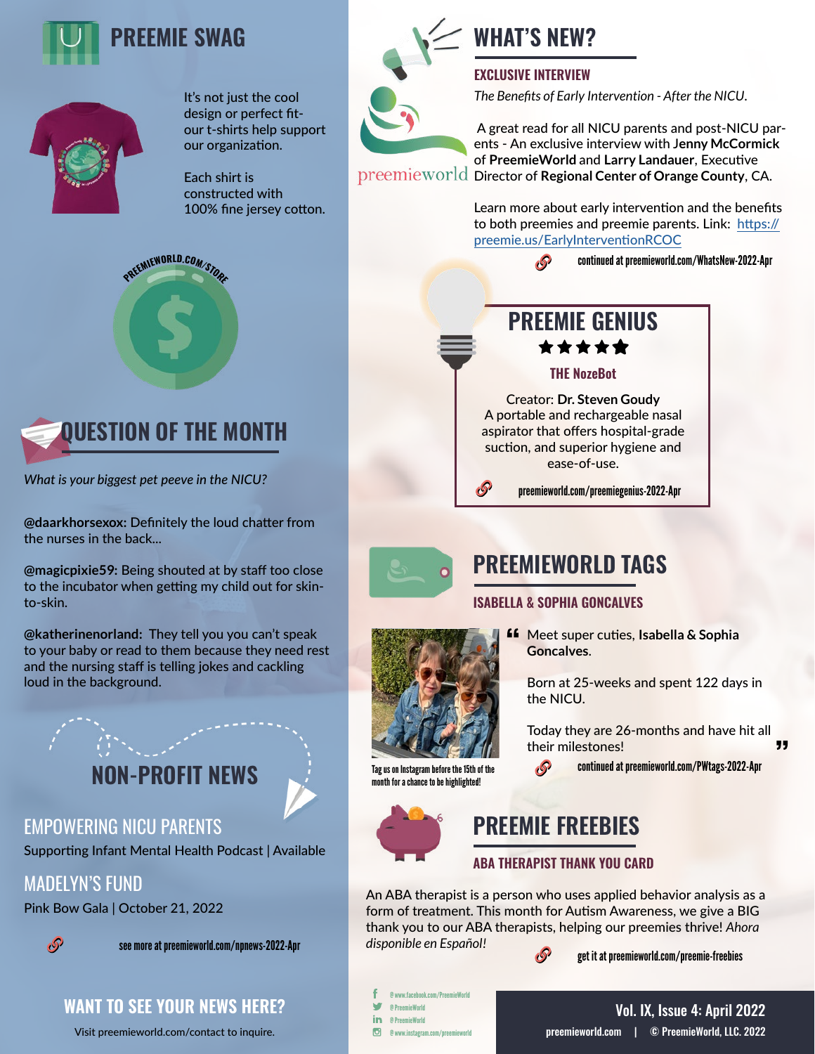## PREEMIE SWAG

It's not just the cool design or perfect fit- our t-shirts help support our organization.

Each shirt is constructed with 100% fine jersey cotton.

PREEMIEWORLD.COM/STORE

## QUESTION OF THE MONTH

*What is your biggest pet peeve in the NICU?*

**@daarkhorsexox:** Definitely the loud chatter from the nurses in the back...

**@magicpixie59:** Being shouted at by staff too close to the incubator when getting my child out for skin-to-skin.

**@katherinenorland:** They tell you you can't speak to your baby or read to them because they need rest and the nursing staff is telling jokes and cackling loud in the background.

## NON-PROFIT NEWS

### EMPOWERING NICU PARENTS

Supporting Infant Mental Health Podcast | Available

### MADELYN'S FUND

Pink Bow Gala | October 21, 2022

see more at preemieworld.com/npnews-2022-Apr

## WANT TO SEE YOUR NEWS HERE?

Visit preemieworld.com/contact to inquire.

## WHAT'S NEW?

### EXCLUSIVE INTERVIEW

*The Benefits of Early Intervention - After the NICU.*

A great read for all NICU parents and post-NICU parents - An exclusive interview with **Jenny McCormick** of **PreemieWorld** and **Larry Landauer**, Executive Director of **Regional Center of Orange County**, CA.

Learn more about early intervention and the benefits to both preemies and preemie parents. Link: https://preemie.us/EarlyInterventionRCOC

continued at preemieworld.com/WhatsNew-2022-Apr

## PREEMIE GENIUS

★★★★★

### THE NozeBot

Creator: **Dr. Steven Goudy**
A portable and rechargeable nasal aspirator that offers hospital-grade suction, and superior hygiene and ease-of-use.

preemieworld.com/preemiegenius-2022-Apr

## PREEMIEWORLD TAGS

### ISABELLA & SOPHIA GONCALVES

"Meet super cuties, **Isabella & Sophia Goncalves**.

Born at 25-weeks and spent 122 days in the NICU.

Today they are 26-months and have hit all their milestones!"

Tag us on Instagram before the 15th of the month for a chance to be highlighted!

continued at preemieworld.com/PWtags-2022-Apr

## PREEMIE FREEBIES

### ABA THERAPIST THANK YOU CARD

An ABA therapist is a person who uses applied behavior analysis as a form of treatment. This month for Autism Awareness, we give a BIG thank you to our ABA therapists, helping our preemies thrive! *Ahora disponible en Español!*

get it at preemieworld.com/preemie-freebies

@www.facebook.com/PreemieWorld
@PreemieWorld
@PreemieWorld
@www.instagram.com/preemieworld

preemieworld.com | © PreemieWorld, LLC. 2022